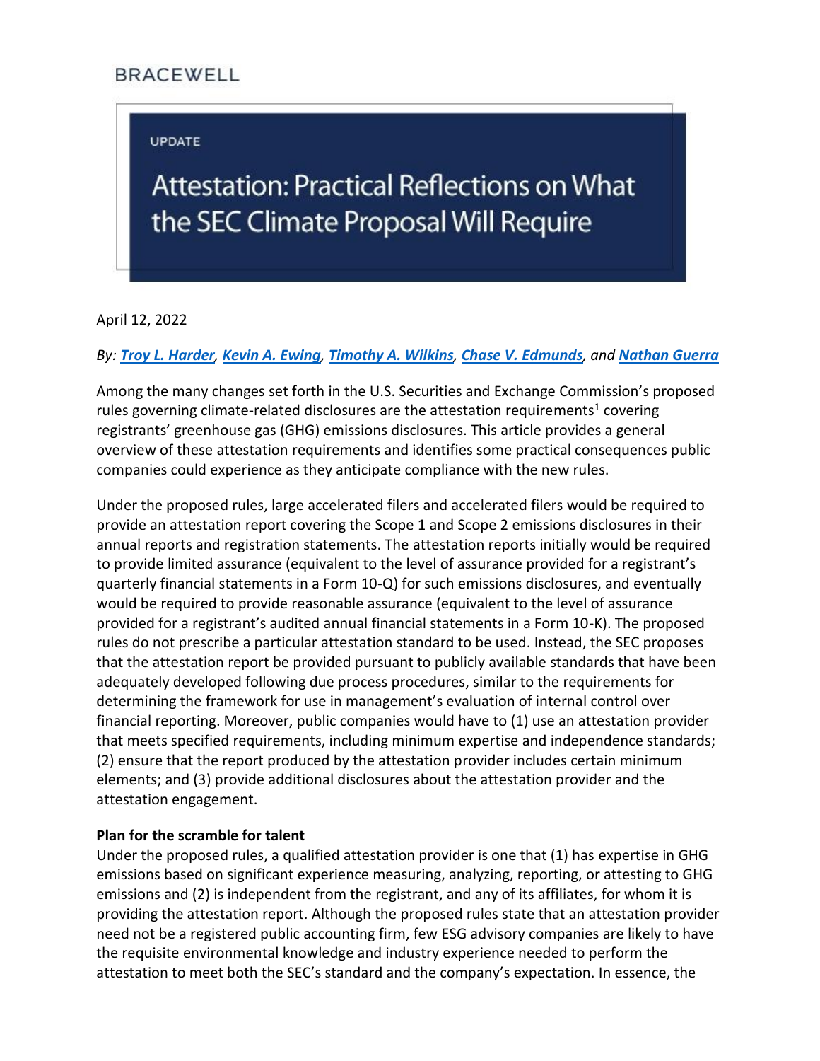BRACEWELL

UPDATE

# Attestation: Practical Reflections on What the SEC Climate Proposal Will Require

April 12, 2022

*By: [Troy L. Harder](), [Kevin A. Ewing](), [Timothy A. Wilkins](), [Chase V. Edmunds](), and [Nathan Guerra]()*

Among the many changes set forth in the U.S. Securities and Exchange Commission's proposed rules governing climate-related disclosures are the attestation requirements[1] covering registrants' greenhouse gas (GHG) emissions disclosures. This article provides a general overview of these attestation requirements and identifies some practical consequences public companies could experience as they anticipate compliance with the new rules.

Under the proposed rules, large accelerated filers and accelerated filers would be required to provide an attestation report covering the Scope 1 and Scope 2 emissions disclosures in their annual reports and registration statements. The attestation reports initially would be required to provide limited assurance (equivalent to the level of assurance provided for a registrant's quarterly financial statements in a Form 10-Q) for such emissions disclosures, and eventually would be required to provide reasonable assurance (equivalent to the level of assurance provided for a registrant's audited annual financial statements in a Form 10-K). The proposed rules do not prescribe a particular attestation standard to be used. Instead, the SEC proposes that the attestation report be provided pursuant to publicly available standards that have been adequately developed following due process procedures, similar to the requirements for determining the framework for use in management's evaluation of internal control over financial reporting. Moreover, public companies would have to (1) use an attestation provider that meets specified requirements, including minimum expertise and independence standards; (2) ensure that the report produced by the attestation provider includes certain minimum elements; and (3) provide additional disclosures about the attestation provider and the attestation engagement.

**Plan for the scramble for talent**

Under the proposed rules, a qualified attestation provider is one that (1) has expertise in GHG emissions based on significant experience measuring, analyzing, reporting, or attesting to GHG emissions and (2) is independent from the registrant, and any of its affiliates, for whom it is providing the attestation report. Although the proposed rules state that an attestation provider need not be a registered public accounting firm, few ESG advisory companies are likely to have the requisite environmental knowledge and industry experience needed to perform the attestation to meet both the SEC's standard and the company's expectation. In essence, the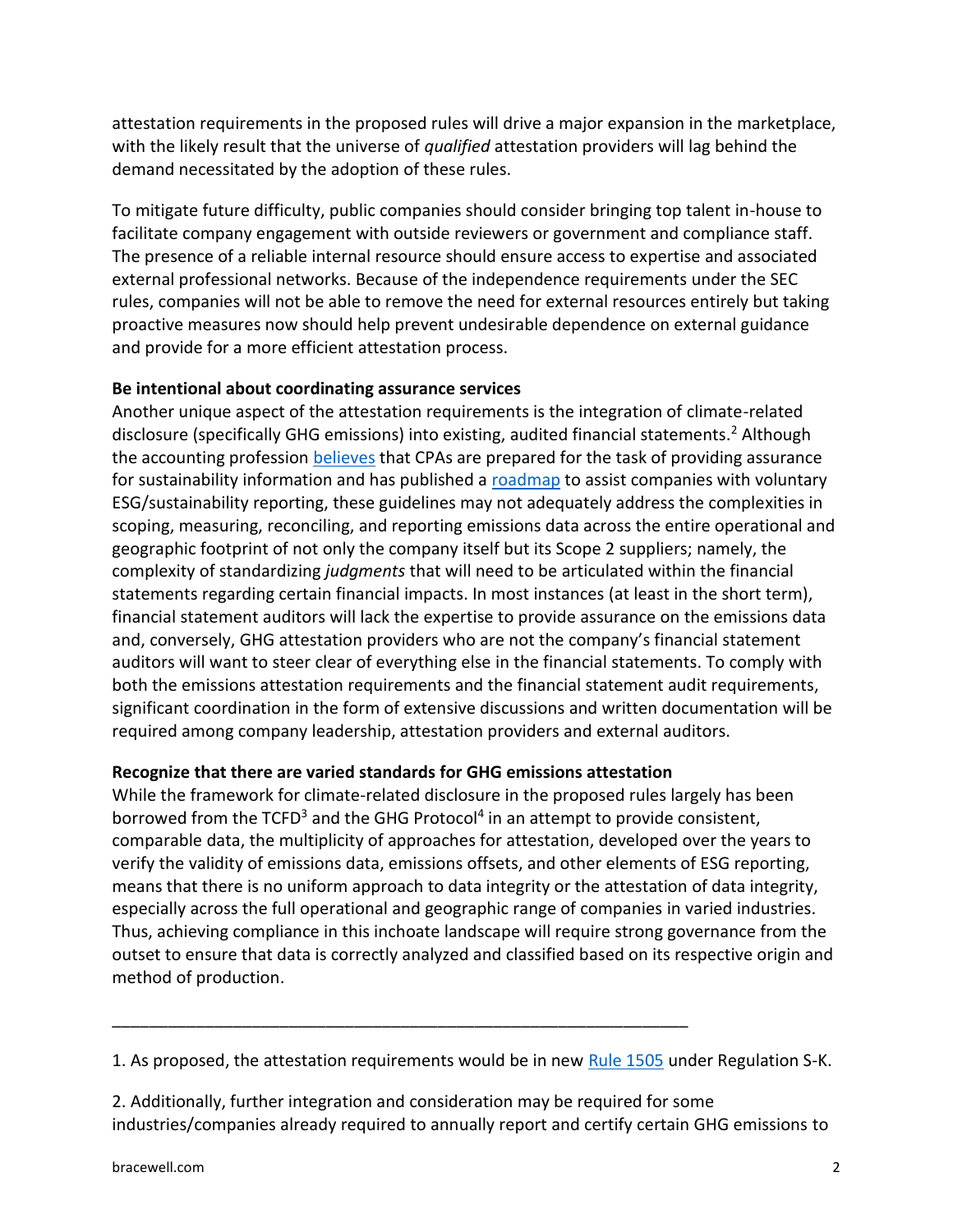attestation requirements in the proposed rules will drive a major expansion in the marketplace, with the likely result that the universe of *qualified* attestation providers will lag behind the demand necessitated by the adoption of these rules.

To mitigate future difficulty, public companies should consider bringing top talent in-house to facilitate company engagement with outside reviewers or government and compliance staff. The presence of a reliable internal resource should ensure access to expertise and associated external professional networks. Because of the independence requirements under the SEC rules, companies will not be able to remove the need for external resources entirely but taking proactive measures now should help prevent undesirable dependence on external guidance and provide for a more efficient attestation process.

**Be intentional about coordinating assurance services**

Another unique aspect of the attestation requirements is the integration of climate-related disclosure (specifically GHG emissions) into existing, audited financial statements.[2] Although the accounting profession believes that CPAs are prepared for the task of providing assurance for sustainability information and has published a roadmap to assist companies with voluntary ESG/sustainability reporting, these guidelines may not adequately address the complexities in scoping, measuring, reconciling, and reporting emissions data across the entire operational and geographic footprint of not only the company itself but its Scope 2 suppliers; namely, the complexity of standardizing *judgments* that will need to be articulated within the financial statements regarding certain financial impacts. In most instances (at least in the short term), financial statement auditors will lack the expertise to provide assurance on the emissions data and, conversely, GHG attestation providers who are not the company's financial statement auditors will want to steer clear of everything else in the financial statements. To comply with both the emissions attestation requirements and the financial statement audit requirements, significant coordination in the form of extensive discussions and written documentation will be required among company leadership, attestation providers and external auditors.

**Recognize that there are varied standards for GHG emissions attestation**

While the framework for climate-related disclosure in the proposed rules largely has been borrowed from the TCFD[3] and the GHG Protocol[4] in an attempt to provide consistent, comparable data, the multiplicity of approaches for attestation, developed over the years to verify the validity of emissions data, emissions offsets, and other elements of ESG reporting, means that there is no uniform approach to data integrity or the attestation of data integrity, especially across the full operational and geographic range of companies in varied industries. Thus, achieving compliance in this inchoate landscape will require strong governance from the outset to ensure that data is correctly analyzed and classified based on its respective origin and method of production.

---

1. As proposed, the attestation requirements would be in new Rule 1505 under Regulation S-K.

2. Additionally, further integration and consideration may be required for some industries/companies already required to annually report and certify certain GHG emissions to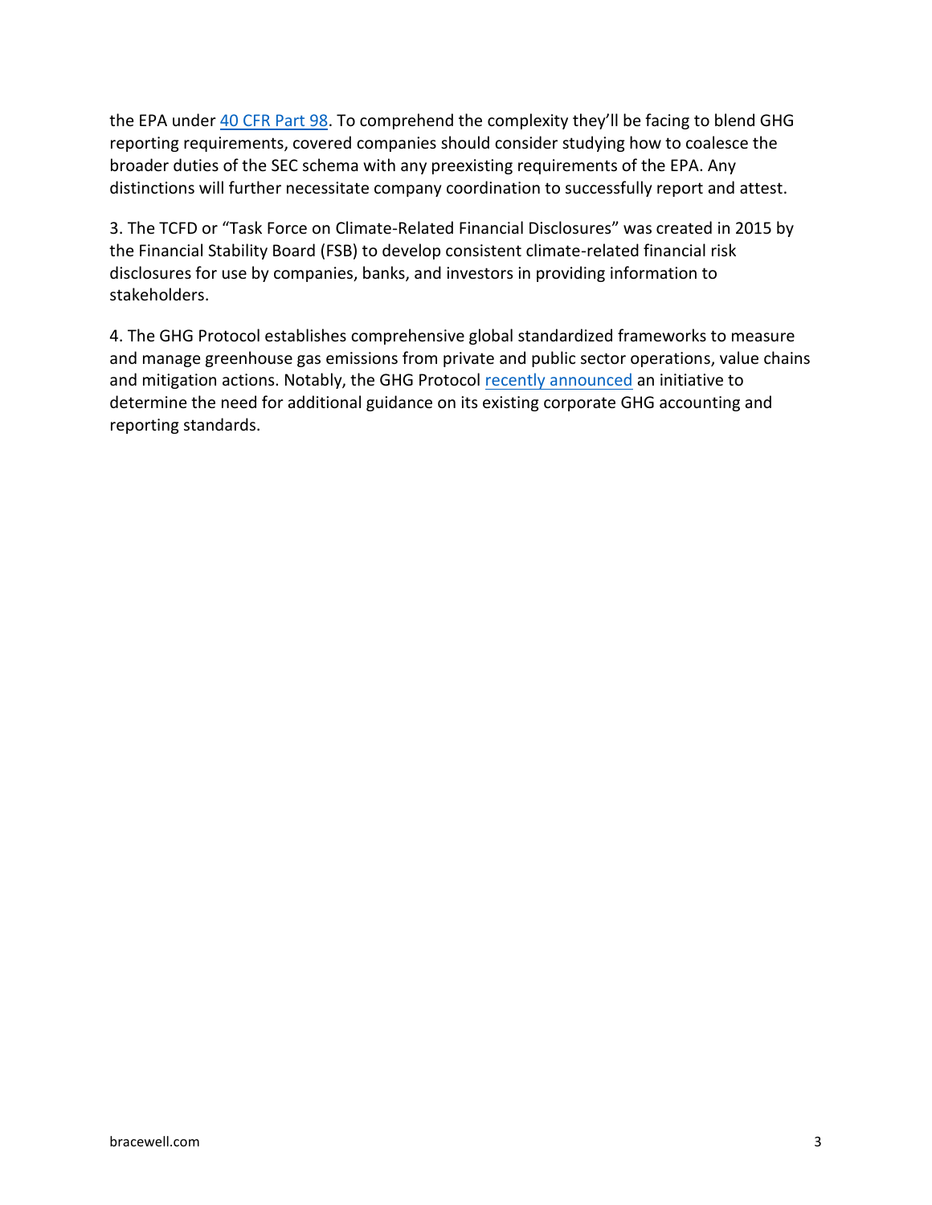the EPA under [40 CFR Part 98](). To comprehend the complexity they'll be facing to blend GHG reporting requirements, covered companies should consider studying how to coalesce the broader duties of the SEC schema with any preexisting requirements of the EPA. Any distinctions will further necessitate company coordination to successfully report and attest.

3. The TCFD or "Task Force on Climate-Related Financial Disclosures" was created in 2015 by the Financial Stability Board (FSB) to develop consistent climate-related financial risk disclosures for use by companies, banks, and investors in providing information to stakeholders.

4. The GHG Protocol establishes comprehensive global standardized frameworks to measure and manage greenhouse gas emissions from private and public sector operations, value chains and mitigation actions. Notably, the GHG Protocol [recently announced]() an initiative to determine the need for additional guidance on its existing corporate GHG accounting and reporting standards.